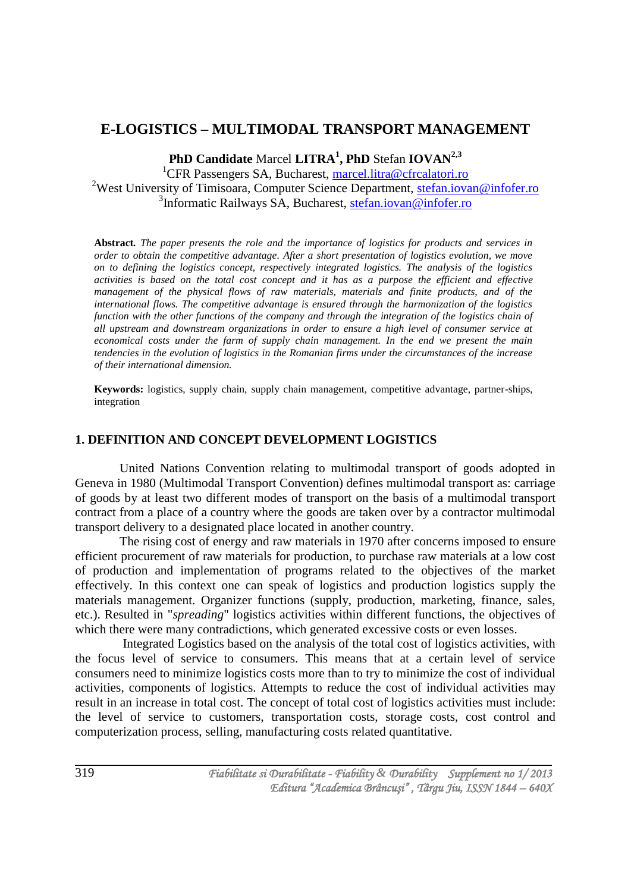# E-LOGISTICS – MULTIMODAL TRANSPORT MANAGEMENT

**PhD Candidate** Marcel **LITRA**[1], **PhD** Stefan **IOVAN**[2,3]

[1]CFR Passengers SA, Bucharest, marcel.litra@cfrcalatori.ro
[2]West University of Timisoara, Computer Science Department, stefan.iovan@infofer.ro
[3]Informatic Railways SA, Bucharest, stefan.iovan@infofer.ro

**Abstract.** *The paper presents the role and the importance of logistics for products and services in order to obtain the competitive advantage. After a short presentation of logistics evolution, we move on to defining the logistics concept, respectively integrated logistics. The analysis of the logistics activities is based on the total cost concept and it has as a purpose the efficient and effective management of the physical flows of raw materials, materials and finite products, and of the international flows. The competitive advantage is ensured through the harmonization of the logistics function with the other functions of the company and through the integration of the logistics chain of all upstream and downstream organizations in order to ensure a high level of consumer service at economical costs under the farm of supply chain management. In the end we present the main tendencies in the evolution of logistics in the Romanian firms under the circumstances of the increase of their international dimension.*

**Keywords:** logistics, supply chain, supply chain management, competitive advantage, partner-ships, integration

## 1. DEFINITION AND CONCEPT DEVELOPMENT LOGISTICS

United Nations Convention relating to multimodal transport of goods adopted in Geneva in 1980 (Multimodal Transport Convention) defines multimodal transport as: carriage of goods by at least two different modes of transport on the basis of a multimodal transport contract from a place of a country where the goods are taken over by a contractor multimodal transport delivery to a designated place located in another country.

The rising cost of energy and raw materials in 1970 after concerns imposed to ensure efficient procurement of raw materials for production, to purchase raw materials at a low cost of production and implementation of programs related to the objectives of the market effectively. In this context one can speak of logistics and production logistics supply the materials management. Organizer functions (supply, production, marketing, finance, sales, etc.). Resulted in "*spreading*" logistics activities within different functions, the objectives of which there were many contradictions, which generated excessive costs or even losses.

Integrated Logistics based on the analysis of the total cost of logistics activities, with the focus level of service to consumers. This means that at a certain level of service consumers need to minimize logistics costs more than to try to minimize the cost of individual activities, components of logistics. Attempts to reduce the cost of individual activities may result in an increase in total cost. The concept of total cost of logistics activities must include: the level of service to customers, transportation costs, storage costs, cost control and computerization process, selling, manufacturing costs related quantitative.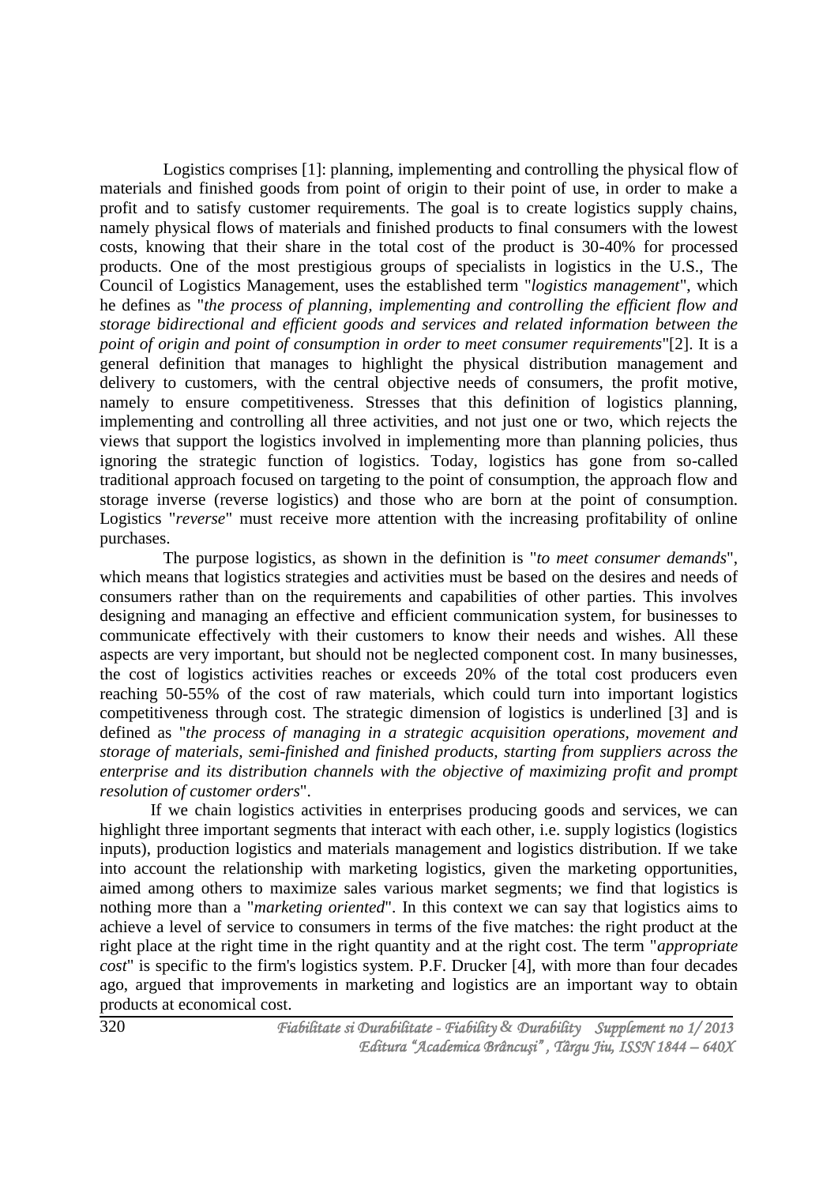Logistics comprises [1]: planning, implementing and controlling the physical flow of materials and finished goods from point of origin to their point of use, in order to make a profit and to satisfy customer requirements. The goal is to create logistics supply chains, namely physical flows of materials and finished products to final consumers with the lowest costs, knowing that their share in the total cost of the product is 30-40% for processed products. One of the most prestigious groups of specialists in logistics in the U.S., The Council of Logistics Management, uses the established term "*logistics management*", which he defines as "*the process of planning, implementing and controlling the efficient flow and storage bidirectional and efficient goods and services and related information between the point of origin and point of consumption in order to meet consumer requirements*"[2]. It is a general definition that manages to highlight the physical distribution management and delivery to customers, with the central objective needs of consumers, the profit motive, namely to ensure competitiveness. Stresses that this definition of logistics planning, implementing and controlling all three activities, and not just one or two, which rejects the views that support the logistics involved in implementing more than planning policies, thus ignoring the strategic function of logistics. Today, logistics has gone from so-called traditional approach focused on targeting to the point of consumption, the approach flow and storage inverse (reverse logistics) and those who are born at the point of consumption. Logistics "*reverse*" must receive more attention with the increasing profitability of online purchases.

The purpose logistics, as shown in the definition is "*to meet consumer demands*", which means that logistics strategies and activities must be based on the desires and needs of consumers rather than on the requirements and capabilities of other parties. This involves designing and managing an effective and efficient communication system, for businesses to communicate effectively with their customers to know their needs and wishes. All these aspects are very important, but should not be neglected component cost. In many businesses, the cost of logistics activities reaches or exceeds 20% of the total cost producers even reaching 50-55% of the cost of raw materials, which could turn into important logistics competitiveness through cost. The strategic dimension of logistics is underlined [3] and is defined as "*the process of managing in a strategic acquisition operations, movement and storage of materials, semi-finished and finished products, starting from suppliers across the enterprise and its distribution channels with the objective of maximizing profit and prompt resolution of customer orders*".

If we chain logistics activities in enterprises producing goods and services, we can highlight three important segments that interact with each other, i.e. supply logistics (logistics inputs), production logistics and materials management and logistics distribution. If we take into account the relationship with marketing logistics, given the marketing opportunities, aimed among others to maximize sales various market segments; we find that logistics is nothing more than a "*marketing oriented*". In this context we can say that logistics aims to achieve a level of service to consumers in terms of the five matches: the right product at the right place at the right time in the right quantity and at the right cost. The term "*appropriate cost*" is specific to the firm's logistics system. P.F. Drucker [4], with more than four decades ago, argued that improvements in marketing and logistics are an important way to obtain products at economical cost.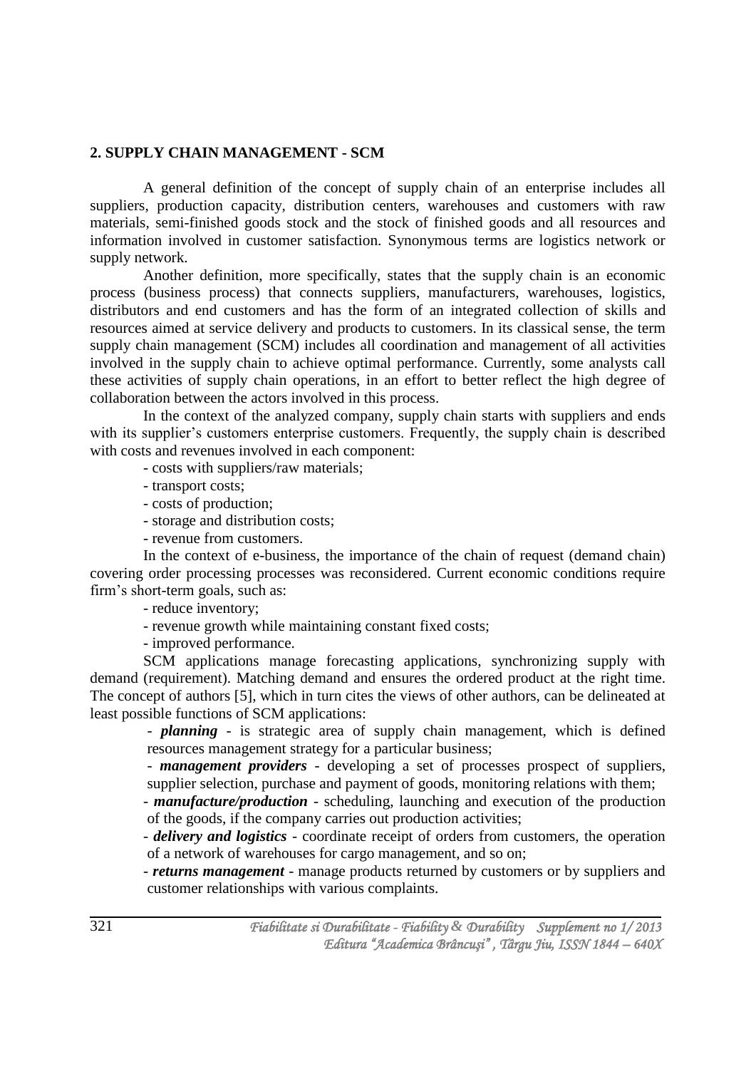## 2. SUPPLY CHAIN MANAGEMENT - SCM

A general definition of the concept of supply chain of an enterprise includes all suppliers, production capacity, distribution centers, warehouses and customers with raw materials, semi-finished goods stock and the stock of finished goods and all resources and information involved in customer satisfaction. Synonymous terms are logistics network or supply network.

Another definition, more specifically, states that the supply chain is an economic process (business process) that connects suppliers, manufacturers, warehouses, logistics, distributors and end customers and has the form of an integrated collection of skills and resources aimed at service delivery and products to customers. In its classical sense, the term supply chain management (SCM) includes all coordination and management of all activities involved in the supply chain to achieve optimal performance. Currently, some analysts call these activities of supply chain operations, in an effort to better reflect the high degree of collaboration between the actors involved in this process.

In the context of the analyzed company, supply chain starts with suppliers and ends with its supplier's customers enterprise customers. Frequently, the supply chain is described with costs and revenues involved in each component:

- costs with suppliers/raw materials;
- transport costs;
- costs of production;
- storage and distribution costs;
- revenue from customers.

In the context of e-business, the importance of the chain of request (demand chain) covering order processing processes was reconsidered. Current economic conditions require firm's short-term goals, such as:

- reduce inventory;
- revenue growth while maintaining constant fixed costs;
- improved performance.

SCM applications manage forecasting applications, synchronizing supply with demand (requirement). Matching demand and ensures the ordered product at the right time. The concept of authors [5], which in turn cites the views of other authors, can be delineated at least possible functions of SCM applications:

- ***planning*** - is strategic area of supply chain management, which is defined resources management strategy for a particular business;
- ***management providers*** - developing a set of processes prospect of suppliers, supplier selection, purchase and payment of goods, monitoring relations with them;
- ***manufacture/production*** - scheduling, launching and execution of the production of the goods, if the company carries out production activities;
- ***delivery and logistics*** - coordinate receipt of orders from customers, the operation of a network of warehouses for cargo management, and so on;
- ***returns management*** - manage products returned by customers or by suppliers and customer relationships with various complaints.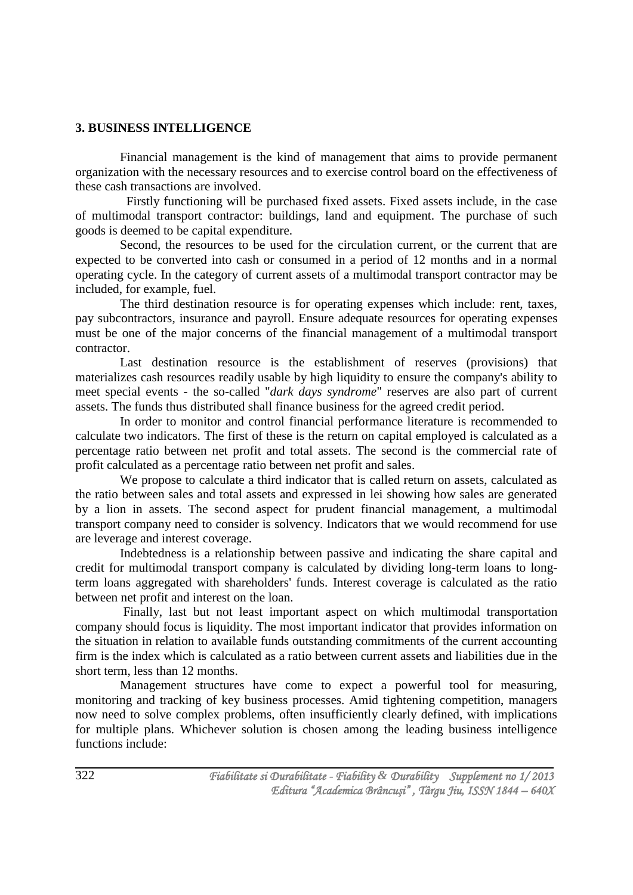## 3. BUSINESS INTELLIGENCE

Financial management is the kind of management that aims to provide permanent organization with the necessary resources and to exercise control board on the effectiveness of these cash transactions are involved.

Firstly functioning will be purchased fixed assets. Fixed assets include, in the case of multimodal transport contractor: buildings, land and equipment. The purchase of such goods is deemed to be capital expenditure.

Second, the resources to be used for the circulation current, or the current that are expected to be converted into cash or consumed in a period of 12 months and in a normal operating cycle. In the category of current assets of a multimodal transport contractor may be included, for example, fuel.

The third destination resource is for operating expenses which include: rent, taxes, pay subcontractors, insurance and payroll. Ensure adequate resources for operating expenses must be one of the major concerns of the financial management of a multimodal transport contractor.

Last destination resource is the establishment of reserves (provisions) that materializes cash resources readily usable by high liquidity to ensure the company's ability to meet special events - the so-called "*dark days syndrome*" reserves are also part of current assets. The funds thus distributed shall finance business for the agreed credit period.

In order to monitor and control financial performance literature is recommended to calculate two indicators. The first of these is the return on capital employed is calculated as a percentage ratio between net profit and total assets. The second is the commercial rate of profit calculated as a percentage ratio between net profit and sales.

We propose to calculate a third indicator that is called return on assets, calculated as the ratio between sales and total assets and expressed in lei showing how sales are generated by a lion in assets. The second aspect for prudent financial management, a multimodal transport company need to consider is solvency. Indicators that we would recommend for use are leverage and interest coverage.

Indebtedness is a relationship between passive and indicating the share capital and credit for multimodal transport company is calculated by dividing long-term loans to long-term loans aggregated with shareholders' funds. Interest coverage is calculated as the ratio between net profit and interest on the loan.

Finally, last but not least important aspect on which multimodal transportation company should focus is liquidity. The most important indicator that provides information on the situation in relation to available funds outstanding commitments of the current accounting firm is the index which is calculated as a ratio between current assets and liabilities due in the short term, less than 12 months.

Management structures have come to expect a powerful tool for measuring, monitoring and tracking of key business processes. Amid tightening competition, managers now need to solve complex problems, often insufficiently clearly defined, with implications for multiple plans. Whichever solution is chosen among the leading business intelligence functions include: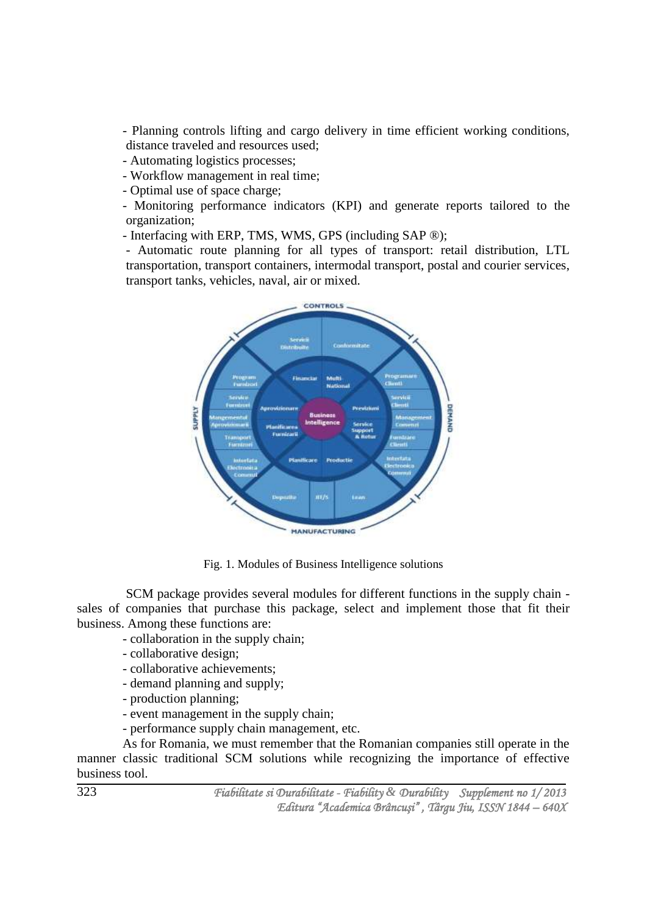- Planning controls lifting and cargo delivery in time efficient working conditions, distance traveled and resources used;
- Automating logistics processes;
- Workflow management in real time;
- Optimal use of space charge;
- Monitoring performance indicators (KPI) and generate reports tailored to the organization;
- Interfacing with ERP, TMS, WMS, GPS (including SAP ®);
- Automatic route planning for all types of transport: retail distribution, LTL transportation, transport containers, intermodal transport, postal and courier services, transport tanks, vehicles, naval, air or mixed.

Fig. 1. Modules of Business Intelligence solutions

SCM package provides several modules for different functions in the supply chain - sales of companies that purchase this package, select and implement those that fit their business. Among these functions are:

- collaboration in the supply chain;
- collaborative design;
- collaborative achievements;
- demand planning and supply;
- production planning;
- event management in the supply chain;
- performance supply chain management, etc.

As for Romania, we must remember that the Romanian companies still operate in the manner classic traditional SCM solutions while recognizing the importance of effective business tool.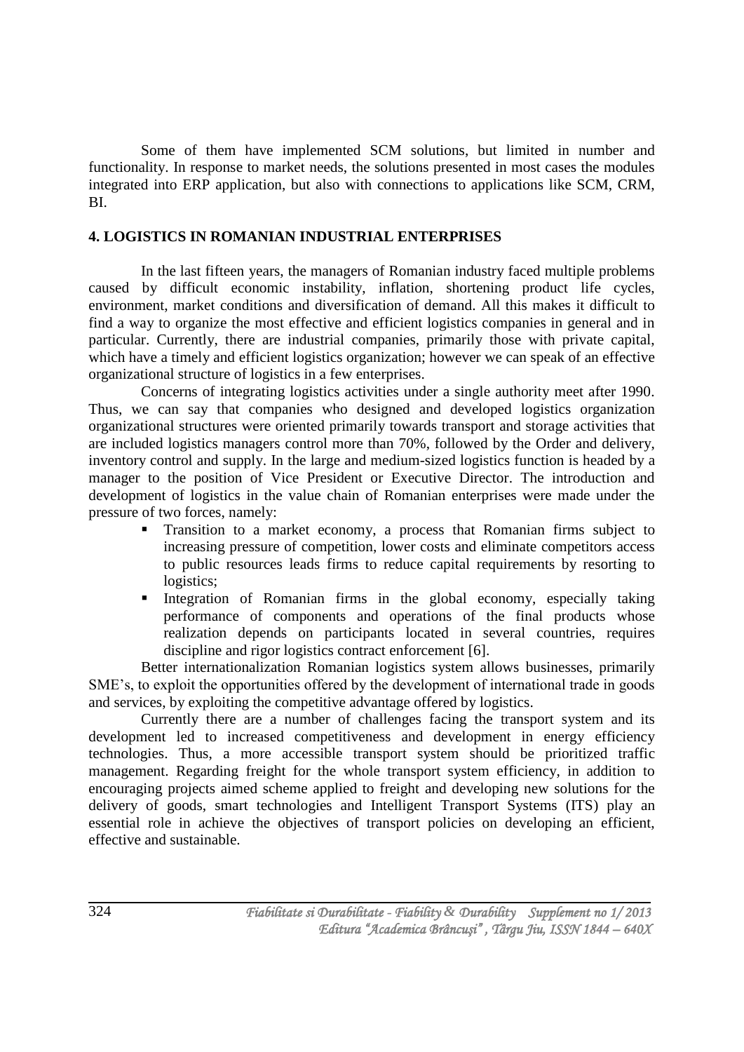Some of them have implemented SCM solutions, but limited in number and functionality. In response to market needs, the solutions presented in most cases the modules integrated into ERP application, but also with connections to applications like SCM, CRM, BI.

## 4. LOGISTICS IN ROMANIAN INDUSTRIAL ENTERPRISES

In the last fifteen years, the managers of Romanian industry faced multiple problems caused by difficult economic instability, inflation, shortening product life cycles, environment, market conditions and diversification of demand. All this makes it difficult to find a way to organize the most effective and efficient logistics companies in general and in particular. Currently, there are industrial companies, primarily those with private capital, which have a timely and efficient logistics organization; however we can speak of an effective organizational structure of logistics in a few enterprises.

Concerns of integrating logistics activities under a single authority meet after 1990. Thus, we can say that companies who designed and developed logistics organization organizational structures were oriented primarily towards transport and storage activities that are included logistics managers control more than 70%, followed by the Order and delivery, inventory control and supply. In the large and medium-sized logistics function is headed by a manager to the position of Vice President or Executive Director. The introduction and development of logistics in the value chain of Romanian enterprises were made under the pressure of two forces, namely:

- Transition to a market economy, a process that Romanian firms subject to increasing pressure of competition, lower costs and eliminate competitors access to public resources leads firms to reduce capital requirements by resorting to logistics;
- Integration of Romanian firms in the global economy, especially taking performance of components and operations of the final products whose realization depends on participants located in several countries, requires discipline and rigor logistics contract enforcement [6].

Better internationalization Romanian logistics system allows businesses, primarily SME's, to exploit the opportunities offered by the development of international trade in goods and services, by exploiting the competitive advantage offered by logistics.

Currently there are a number of challenges facing the transport system and its development led to increased competitiveness and development in energy efficiency technologies. Thus, a more accessible transport system should be prioritized traffic management. Regarding freight for the whole transport system efficiency, in addition to encouraging projects aimed scheme applied to freight and developing new solutions for the delivery of goods, smart technologies and Intelligent Transport Systems (ITS) play an essential role in achieve the objectives of transport policies on developing an efficient, effective and sustainable.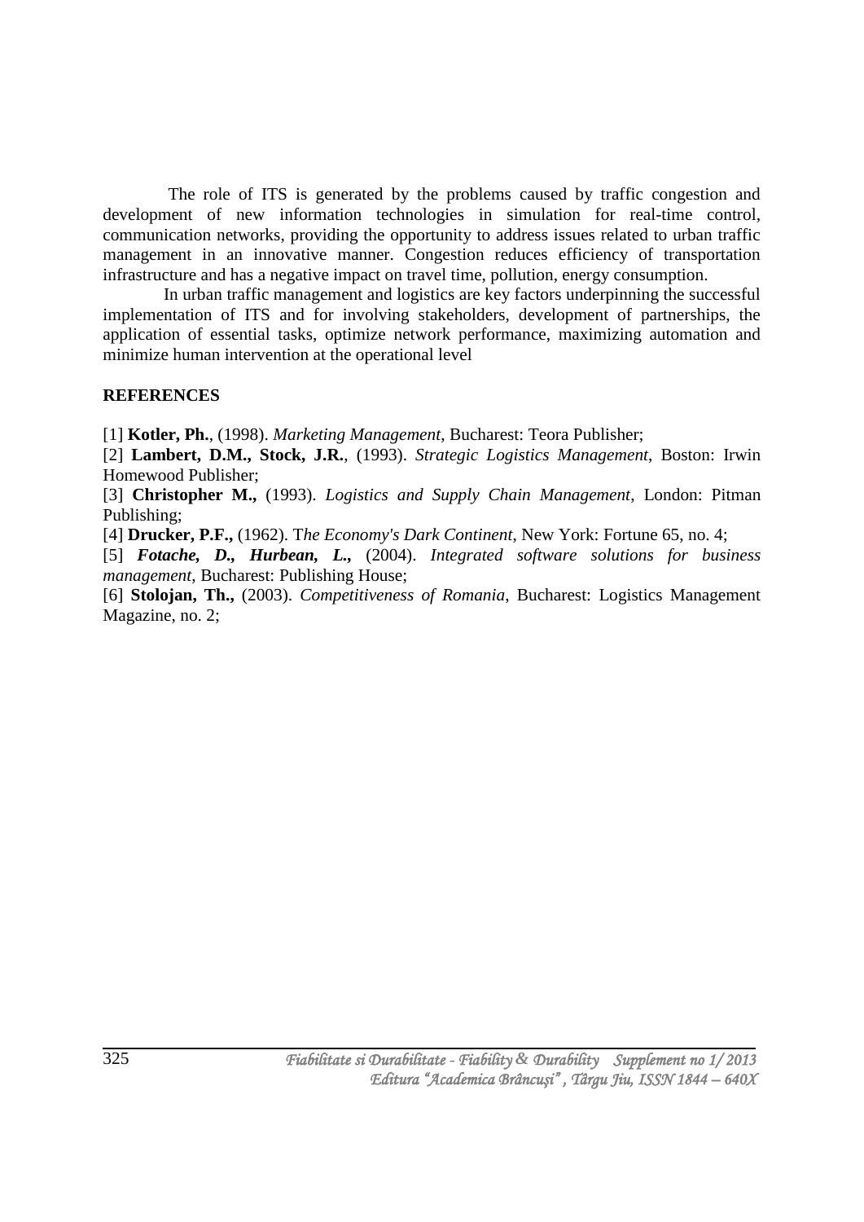The role of ITS is generated by the problems caused by traffic congestion and development of new information technologies in simulation for real-time control, communication networks, providing the opportunity to address issues related to urban traffic management in an innovative manner. Congestion reduces efficiency of transportation infrastructure and has a negative impact on travel time, pollution, energy consumption.

In urban traffic management and logistics are key factors underpinning the successful implementation of ITS and for involving stakeholders, development of partnerships, the application of essential tasks, optimize network performance, maximizing automation and minimize human intervention at the operational level

## REFERENCES

[1] **Kotler, Ph.**, (1998). *Marketing Management*, Bucharest: Teora Publisher;

[2] **Lambert, D.M., Stock, J.R.**, (1993). *Strategic Logistics Management*, Boston: Irwin Homewood Publisher;

[3] **Christopher M.,** (1993). *Logistics and Supply Chain Management*, London: Pitman Publishing;

[4] **Drucker, P.F.,** (1962). T*he Economy's Dark Continent*, New York: Fortune 65, no. 4;

[5] ***Fotache, D., Hurbean, L.,*** (2004). *Integrated software solutions for business management*, Bucharest: Publishing House;

[6] **Stolojan, Th.,** (2003). *Competitiveness of Romania*, Bucharest: Logistics Management Magazine, no. 2;